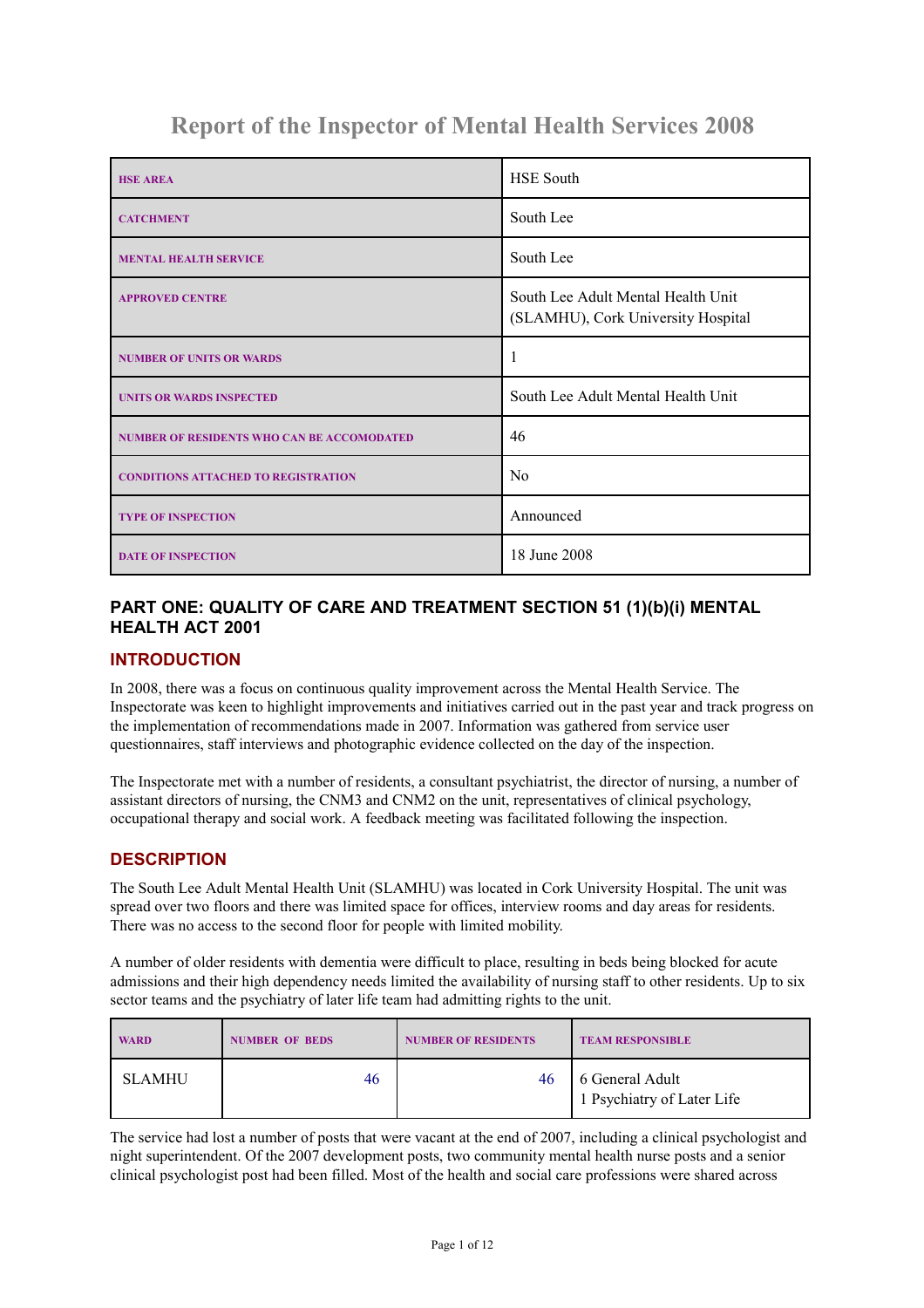# Report of the Inspector of Mental Health Services 2008

| | |
|---|---|
| HSE AREA | HSE South |
| CATCHMENT | South Lee |
| MENTAL HEALTH SERVICE | South Lee |
| APPROVED CENTRE | South Lee Adult Mental Health Unit (SLAMHU), Cork University Hospital |
| NUMBER OF UNITS OR WARDS | 1 |
| UNITS OR WARDS INSPECTED | South Lee Adult Mental Health Unit |
| NUMBER OF RESIDENTS WHO CAN BE ACCOMODATED | 46 |
| CONDITIONS ATTACHED TO REGISTRATION | No |
| TYPE OF INSPECTION | Announced |
| DATE OF INSPECTION | 18 June 2008 |

## PART ONE: QUALITY OF CARE AND TREATMENT SECTION 51 (1)(b)(i) MENTAL HEALTH ACT 2001

### INTRODUCTION

In 2008, there was a focus on continuous quality improvement across the Mental Health Service. The Inspectorate was keen to highlight improvements and initiatives carried out in the past year and track progress on the implementation of recommendations made in 2007. Information was gathered from service user questionnaires, staff interviews and photographic evidence collected on the day of the inspection.

The Inspectorate met with a number of residents, a consultant psychiatrist, the director of nursing, a number of assistant directors of nursing, the CNM3 and CNM2 on the unit, representatives of clinical psychology, occupational therapy and social work. A feedback meeting was facilitated following the inspection.

### DESCRIPTION

The South Lee Adult Mental Health Unit (SLAMHU) was located in Cork University Hospital. The unit was spread over two floors and there was limited space for offices, interview rooms and day areas for residents. There was no access to the second floor for people with limited mobility.

A number of older residents with dementia were difficult to place, resulting in beds being blocked for acute admissions and their high dependency needs limited the availability of nursing staff to other residents. Up to six sector teams and the psychiatry of later life team had admitting rights to the unit.

| WARD | NUMBER OF BEDS | NUMBER OF RESIDENTS | TEAM RESPONSIBLE |
|---|---|---|---|
| SLAMHU | 46 | 46 | 6 General Adult<br>1 Psychiatry of Later Life |

The service had lost a number of posts that were vacant at the end of 2007, including a clinical psychologist and night superintendent. Of the 2007 development posts, two community mental health nurse posts and a senior clinical psychologist post had been filled. Most of the health and social care professions were shared across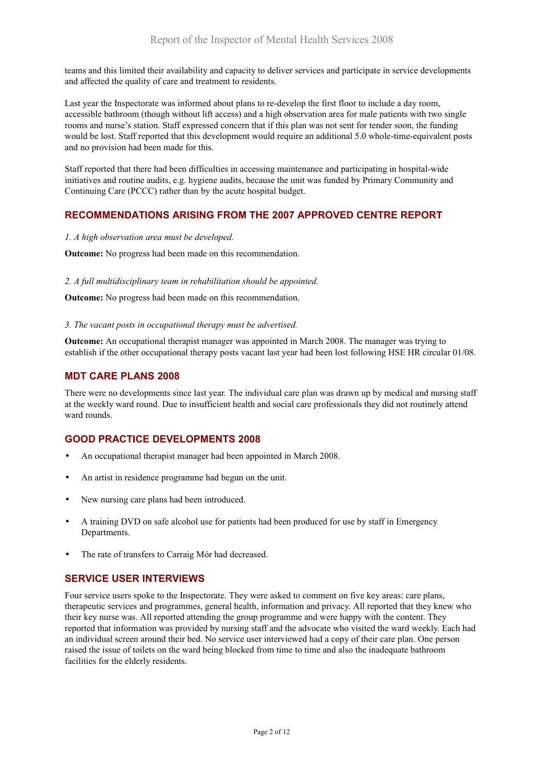teams and this limited their availability and capacity to deliver services and participate in service developments and affected the quality of care and treatment to residents.

Last year the Inspectorate was informed about plans to re-develop the first floor to include a day room, accessible bathroom (though without lift access) and a high observation area for male patients with two single rooms and nurse's station. Staff expressed concern that if this plan was not sent for tender soon, the funding would be lost. Staff reported that this development would require an additional 5.0 whole-time-equivalent posts and no provision had been made for this.

Staff reported that there had been difficulties in accessing maintenance and participating in hospital-wide initiatives and routine audits, e.g. hygiene audits, because the unit was funded by Primary Community and Continuing Care (PCCC) rather than by the acute hospital budget.

## RECOMMENDATIONS ARISING FROM THE 2007 APPROVED CENTRE REPORT

*1. A high observation area must be developed.*

**Outcome:** No progress had been made on this recommendation.

*2. A full multidisciplinary team in rehabilitation should be appointed.*

**Outcome:** No progress had been made on this recommendation.

*3. The vacant posts in occupational therapy must be advertised.*

**Outcome:** An occupational therapist manager was appointed in March 2008. The manager was trying to establish if the other occupational therapy posts vacant last year had been lost following HSE HR circular 01/08.

## MDT CARE PLANS 2008

There were no developments since last year. The individual care plan was drawn up by medical and nursing staff at the weekly ward round. Due to insufficient health and social care professionals they did not routinely attend ward rounds.

## GOOD PRACTICE DEVELOPMENTS 2008

- An occupational therapist manager had been appointed in March 2008.
- An artist in residence programme had begun on the unit.
- New nursing care plans had been introduced.
- A training DVD on safe alcohol use for patients had been produced for use by staff in Emergency Departments.
- The rate of transfers to Carraig Mór had decreased.

## SERVICE USER INTERVIEWS

Four service users spoke to the Inspectorate. They were asked to comment on five key areas: care plans, therapeutic services and programmes, general health, information and privacy. All reported that they knew who their key nurse was. All reported attending the group programme and were happy with the content. They reported that information was provided by nursing staff and the advocate who visited the ward weekly. Each had an individual screen around their bed. No service user interviewed had a copy of their care plan. One person raised the issue of toilets on the ward being blocked from time to time and also the inadequate bathroom facilities for the elderly residents.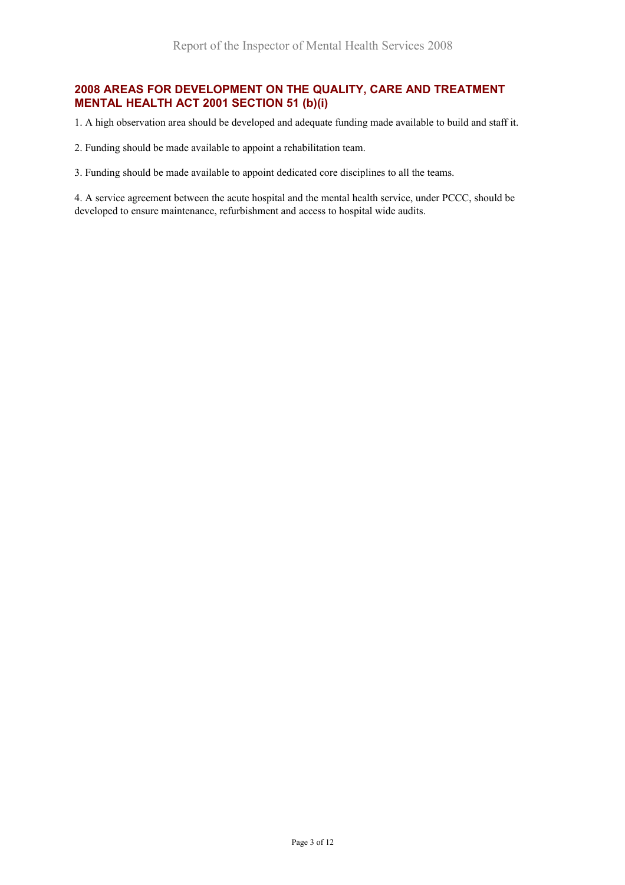## 2008 AREAS FOR DEVELOPMENT ON THE QUALITY, CARE AND TREATMENT MENTAL HEALTH ACT 2001 SECTION 51 (b)(i)

1. A high observation area should be developed and adequate funding made available to build and staff it.

2. Funding should be made available to appoint a rehabilitation team.

3. Funding should be made available to appoint dedicated core disciplines to all the teams.

4. A service agreement between the acute hospital and the mental health service, under PCCC, should be developed to ensure maintenance, refurbishment and access to hospital wide audits.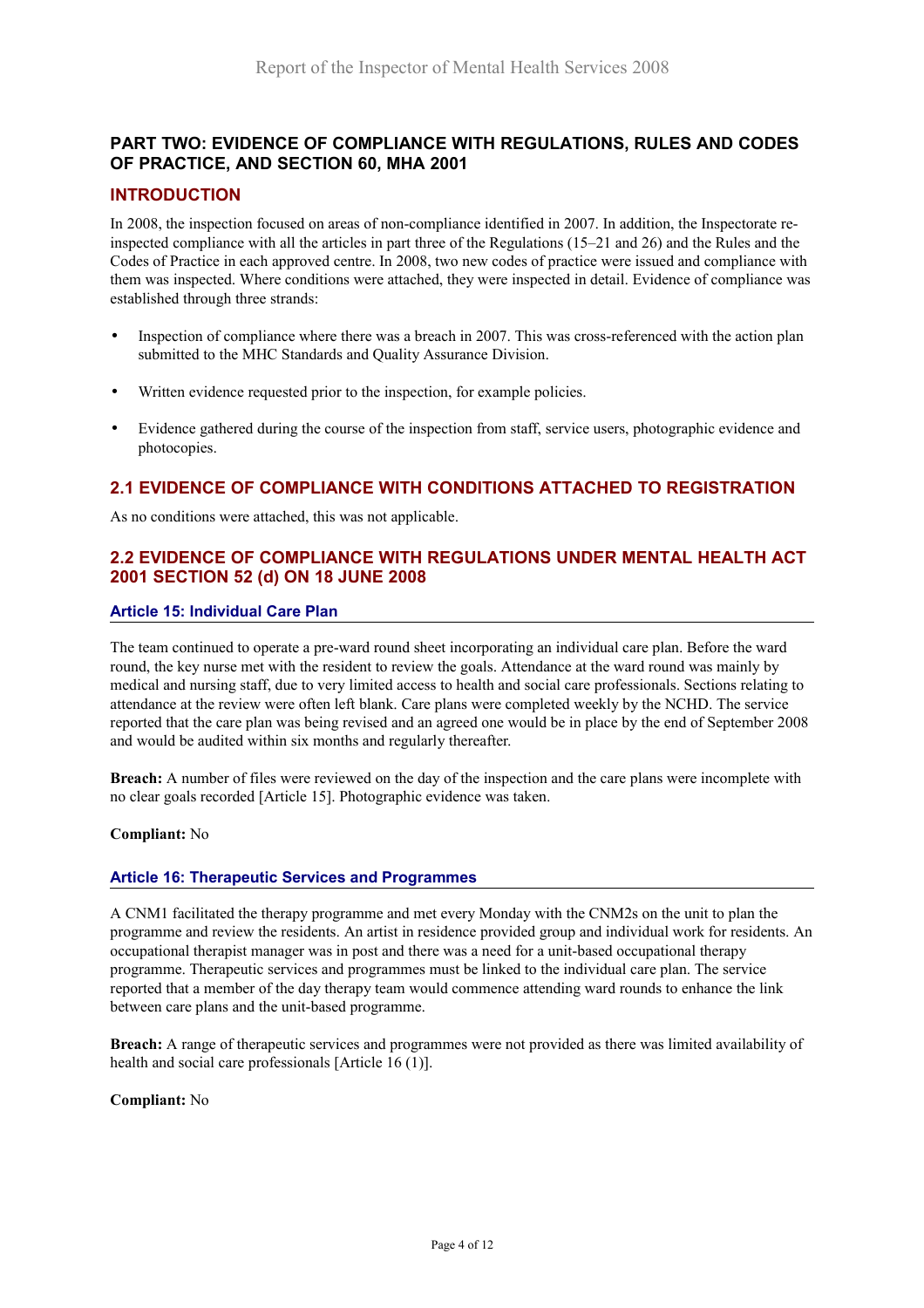## PART TWO: EVIDENCE OF COMPLIANCE WITH REGULATIONS, RULES AND CODES OF PRACTICE, AND SECTION 60, MHA 2001

## INTRODUCTION

In 2008, the inspection focused on areas of non-compliance identified in 2007. In addition, the Inspectorate re-inspected compliance with all the articles in part three of the Regulations (15–21 and 26) and the Rules and the Codes of Practice in each approved centre. In 2008, two new codes of practice were issued and compliance with them was inspected. Where conditions were attached, they were inspected in detail. Evidence of compliance was established through three strands:

- Inspection of compliance where there was a breach in 2007. This was cross-referenced with the action plan submitted to the MHC Standards and Quality Assurance Division.
- Written evidence requested prior to the inspection, for example policies.
- Evidence gathered during the course of the inspection from staff, service users, photographic evidence and photocopies.

## 2.1 EVIDENCE OF COMPLIANCE WITH CONDITIONS ATTACHED TO REGISTRATION

As no conditions were attached, this was not applicable.

## 2.2 EVIDENCE OF COMPLIANCE WITH REGULATIONS UNDER MENTAL HEALTH ACT 2001 SECTION 52 (d) ON 18 JUNE 2008

### Article 15: Individual Care Plan

The team continued to operate a pre-ward round sheet incorporating an individual care plan. Before the ward round, the key nurse met with the resident to review the goals. Attendance at the ward round was mainly by medical and nursing staff, due to very limited access to health and social care professionals. Sections relating to attendance at the review were often left blank. Care plans were completed weekly by the NCHD. The service reported that the care plan was being revised and an agreed one would be in place by the end of September 2008 and would be audited within six months and regularly thereafter.

**Breach:** A number of files were reviewed on the day of the inspection and the care plans were incomplete with no clear goals recorded [Article 15]. Photographic evidence was taken.

**Compliant:** No

### Article 16: Therapeutic Services and Programmes

A CNM1 facilitated the therapy programme and met every Monday with the CNM2s on the unit to plan the programme and review the residents. An artist in residence provided group and individual work for residents. An occupational therapist manager was in post and there was a need for a unit-based occupational therapy programme. Therapeutic services and programmes must be linked to the individual care plan. The service reported that a member of the day therapy team would commence attending ward rounds to enhance the link between care plans and the unit-based programme.

**Breach:** A range of therapeutic services and programmes were not provided as there was limited availability of health and social care professionals [Article 16 (1)].

**Compliant:** No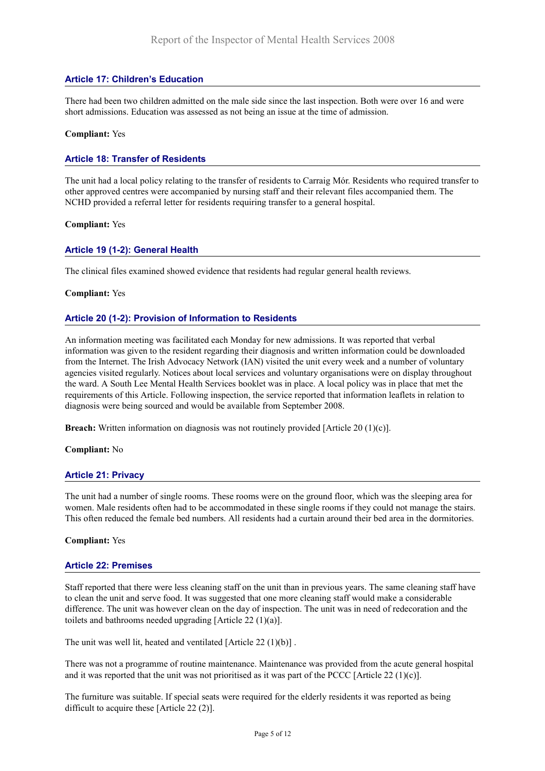### Article 17: Children's Education

There had been two children admitted on the male side since the last inspection. Both were over 16 and were short admissions. Education was assessed as not being an issue at the time of admission.

**Compliant:** Yes

### Article 18: Transfer of Residents

The unit had a local policy relating to the transfer of residents to Carraig Mór. Residents who required transfer to other approved centres were accompanied by nursing staff and their relevant files accompanied them. The NCHD provided a referral letter for residents requiring transfer to a general hospital.

**Compliant:** Yes

### Article 19 (1-2): General Health

The clinical files examined showed evidence that residents had regular general health reviews.

**Compliant:** Yes

### Article 20 (1-2): Provision of Information to Residents

An information meeting was facilitated each Monday for new admissions. It was reported that verbal information was given to the resident regarding their diagnosis and written information could be downloaded from the Internet. The Irish Advocacy Network (IAN) visited the unit every week and a number of voluntary agencies visited regularly. Notices about local services and voluntary organisations were on display throughout the ward. A South Lee Mental Health Services booklet was in place. A local policy was in place that met the requirements of this Article. Following inspection, the service reported that information leaflets in relation to diagnosis were being sourced and would be available from September 2008.

**Breach:** Written information on diagnosis was not routinely provided [Article 20 (1)(c)].

**Compliant:** No

### Article 21: Privacy

The unit had a number of single rooms. These rooms were on the ground floor, which was the sleeping area for women. Male residents often had to be accommodated in these single rooms if they could not manage the stairs. This often reduced the female bed numbers. All residents had a curtain around their bed area in the dormitories.

**Compliant:** Yes

### Article 22: Premises

Staff reported that there were less cleaning staff on the unit than in previous years. The same cleaning staff have to clean the unit and serve food. It was suggested that one more cleaning staff would make a considerable difference. The unit was however clean on the day of inspection. The unit was in need of redecoration and the toilets and bathrooms needed upgrading [Article 22 (1)(a)].

The unit was well lit, heated and ventilated [Article 22 (1)(b)] .

There was not a programme of routine maintenance. Maintenance was provided from the acute general hospital and it was reported that the unit was not prioritised as it was part of the PCCC [Article 22 (1)(c)].

The furniture was suitable. If special seats were required for the elderly residents it was reported as being difficult to acquire these [Article 22 (2)].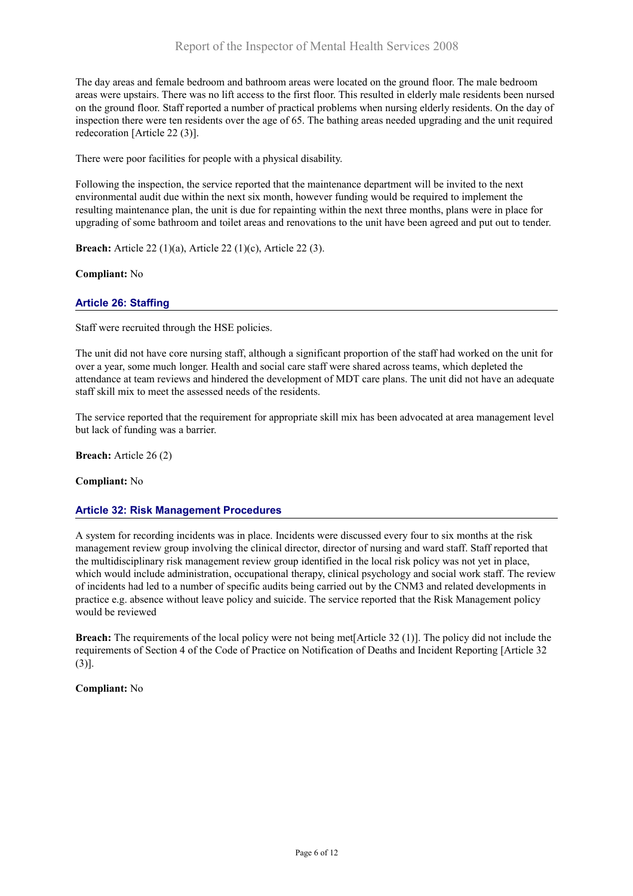The day areas and female bedroom and bathroom areas were located on the ground floor. The male bedroom areas were upstairs. There was no lift access to the first floor. This resulted in elderly male residents been nursed on the ground floor. Staff reported a number of practical problems when nursing elderly residents. On the day of inspection there were ten residents over the age of 65. The bathing areas needed upgrading and the unit required redecoration [Article 22 (3)].

There were poor facilities for people with a physical disability.

Following the inspection, the service reported that the maintenance department will be invited to the next environmental audit due within the next six month, however funding would be required to implement the resulting maintenance plan, the unit is due for repainting within the next three months, plans were in place for upgrading of some bathroom and toilet areas and renovations to the unit have been agreed and put out to tender.

**Breach:** Article 22 (1)(a), Article 22 (1)(c), Article 22 (3).

**Compliant:** No

### Article 26: Staffing

Staff were recruited through the HSE policies.

The unit did not have core nursing staff, although a significant proportion of the staff had worked on the unit for over a year, some much longer. Health and social care staff were shared across teams, which depleted the attendance at team reviews and hindered the development of MDT care plans. The unit did not have an adequate staff skill mix to meet the assessed needs of the residents.

The service reported that the requirement for appropriate skill mix has been advocated at area management level but lack of funding was a barrier.

**Breach:** Article 26 (2)

**Compliant:** No

### Article 32: Risk Management Procedures

A system for recording incidents was in place. Incidents were discussed every four to six months at the risk management review group involving the clinical director, director of nursing and ward staff. Staff reported that the multidisciplinary risk management review group identified in the local risk policy was not yet in place, which would include administration, occupational therapy, clinical psychology and social work staff. The review of incidents had led to a number of specific audits being carried out by the CNM3 and related developments in practice e.g. absence without leave policy and suicide. The service reported that the Risk Management policy would be reviewed

**Breach:** The requirements of the local policy were not being met[Article 32 (1)]. The policy did not include the requirements of Section 4 of the Code of Practice on Notification of Deaths and Incident Reporting [Article 32 (3)].

**Compliant:** No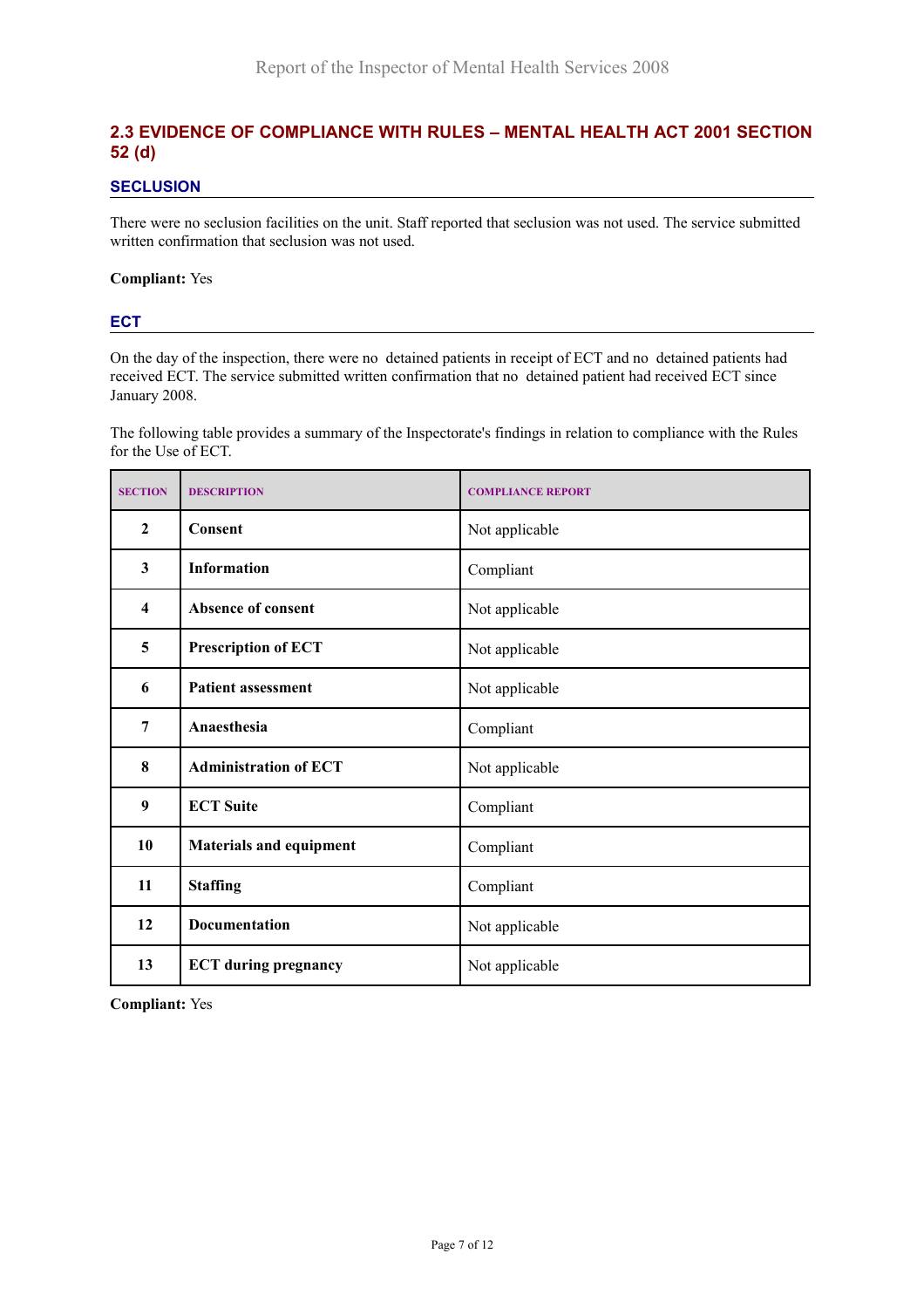## 2.3 EVIDENCE OF COMPLIANCE WITH RULES – MENTAL HEALTH ACT 2001 SECTION 52 (d)

### SECLUSION

There were no seclusion facilities on the unit. Staff reported that seclusion was not used. The service submitted written confirmation that seclusion was not used.

**Compliant:** Yes

### ECT

On the day of the inspection, there were no detained patients in receipt of ECT and no detained patients had received ECT. The service submitted written confirmation that no detained patient had received ECT since January 2008.

The following table provides a summary of the Inspectorate's findings in relation to compliance with the Rules for the Use of ECT.

| SECTION | DESCRIPTION | COMPLIANCE REPORT |
|---|---|---|
| **2** | **Consent** | Not applicable |
| **3** | **Information** | Compliant |
| **4** | **Absence of consent** | Not applicable |
| **5** | **Prescription of ECT** | Not applicable |
| **6** | **Patient assessment** | Not applicable |
| **7** | **Anaesthesia** | Compliant |
| **8** | **Administration of ECT** | Not applicable |
| **9** | **ECT Suite** | Compliant |
| **10** | **Materials and equipment** | Compliant |
| **11** | **Staffing** | Compliant |
| **12** | **Documentation** | Not applicable |
| **13** | **ECT during pregnancy** | Not applicable |

**Compliant:** Yes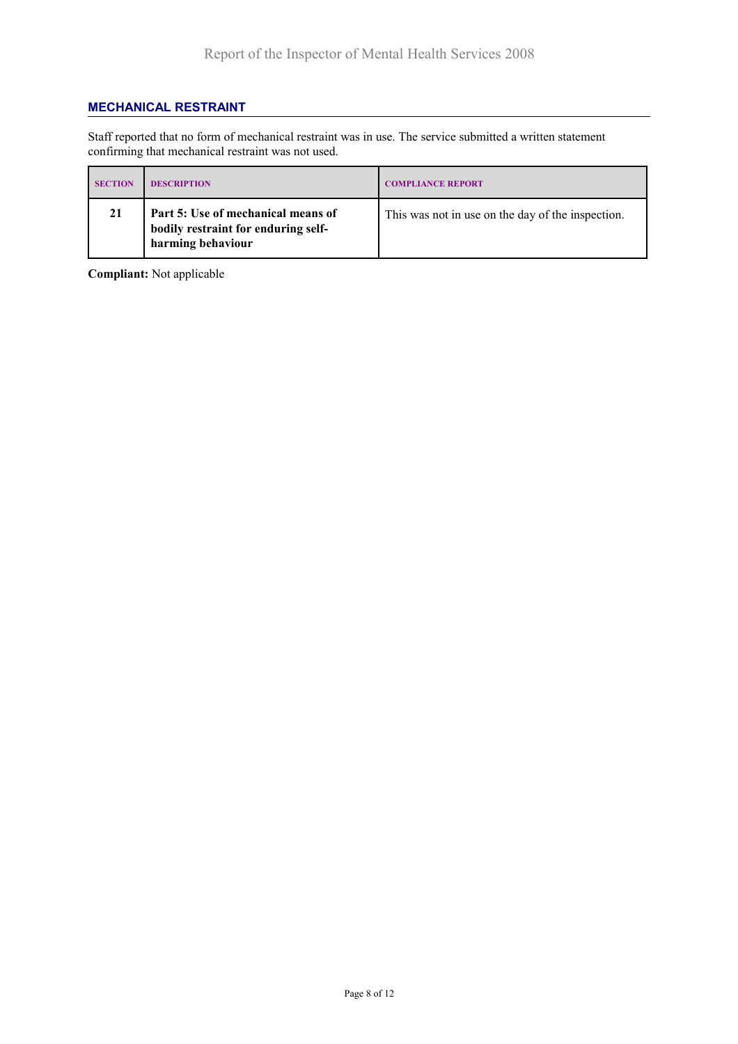## MECHANICAL RESTRAINT

Staff reported that no form of mechanical restraint was in use. The service submitted a written statement confirming that mechanical restraint was not used.

| SECTION | DESCRIPTION | COMPLIANCE REPORT |
|---|---|---|
| 21 | **Part 5: Use of mechanical means of bodily restraint for enduring self-harming behaviour** | This was not in use on the day of the inspection. |

**Compliant:** Not applicable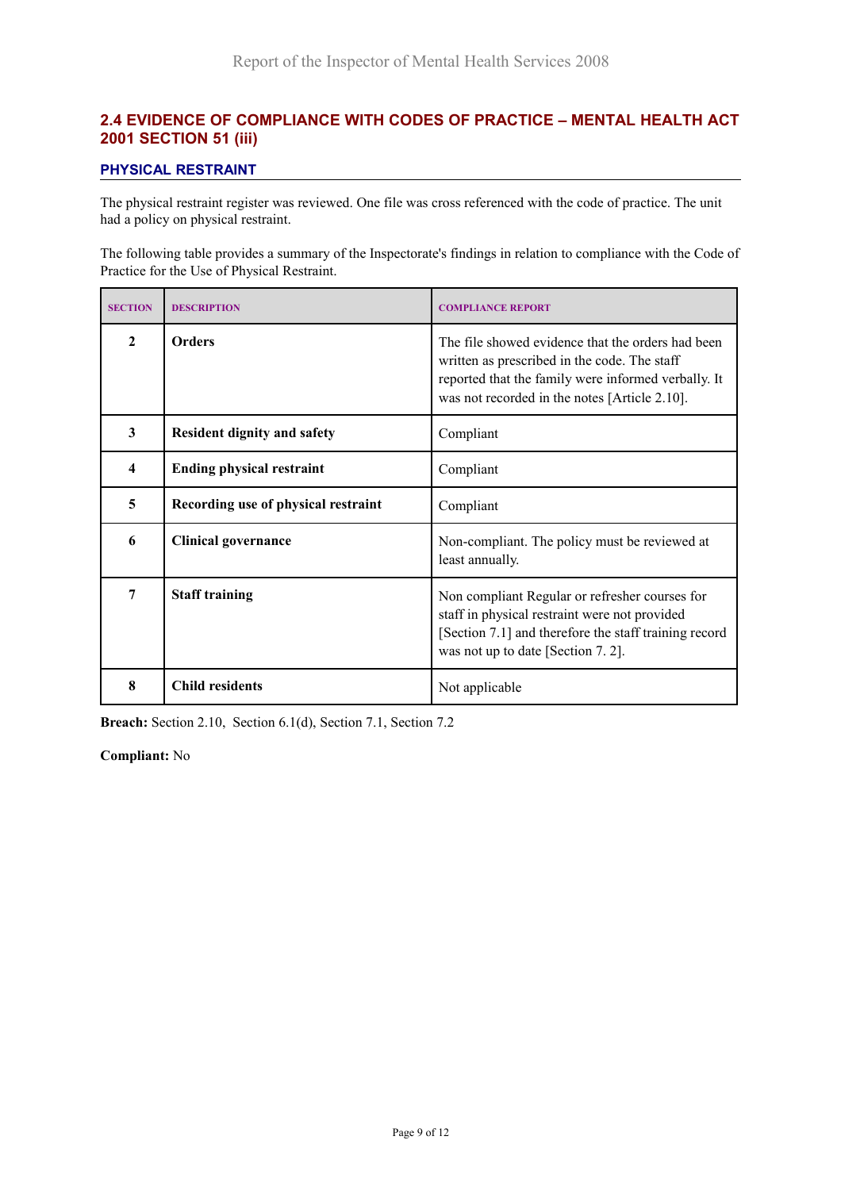## 2.4 EVIDENCE OF COMPLIANCE WITH CODES OF PRACTICE – MENTAL HEALTH ACT 2001 SECTION 51 (iii)

### PHYSICAL RESTRAINT

The physical restraint register was reviewed. One file was cross referenced with the code of practice. The unit had a policy on physical restraint.

The following table provides a summary of the Inspectorate's findings in relation to compliance with the Code of Practice for the Use of Physical Restraint.

| SECTION | DESCRIPTION | COMPLIANCE REPORT |
|---|---|---|
| 2 | **Orders** | The file showed evidence that the orders had been written as prescribed in the code. The staff reported that the family were informed verbally. It was not recorded in the notes [Article 2.10]. |
| 3 | **Resident dignity and safety** | Compliant |
| 4 | **Ending physical restraint** | Compliant |
| 5 | **Recording use of physical restraint** | Compliant |
| 6 | **Clinical governance** | Non-compliant. The policy must be reviewed at least annually. |
| 7 | **Staff training** | Non compliant Regular or refresher courses for staff in physical restraint were not provided [Section 7.1] and therefore the staff training record was not up to date [Section 7. 2]. |
| 8 | **Child residents** | Not applicable |

**Breach:** Section 2.10, Section 6.1(d), Section 7.1, Section 7.2

**Compliant:** No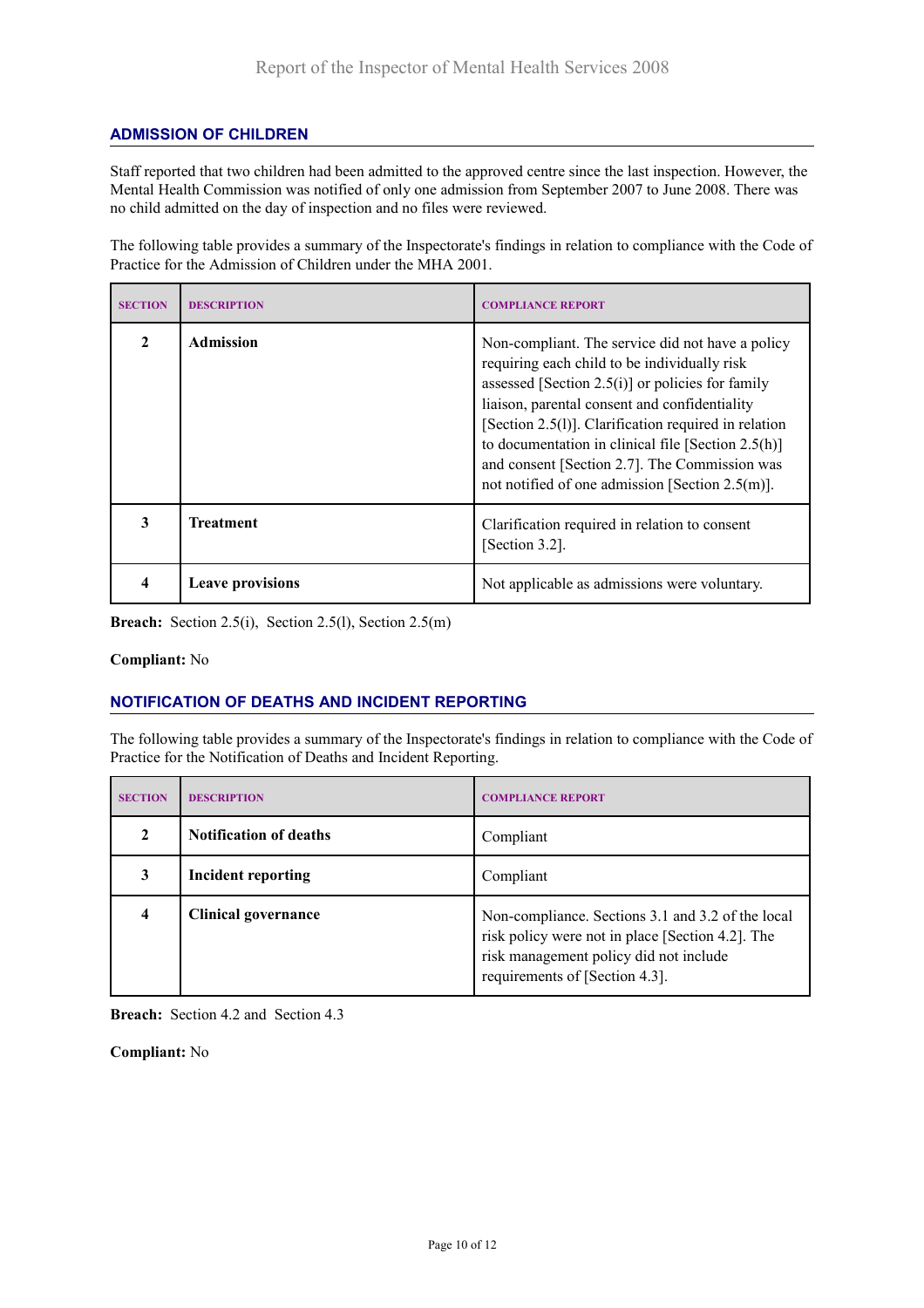## ADMISSION OF CHILDREN

Staff reported that two children had been admitted to the approved centre since the last inspection. However, the Mental Health Commission was notified of only one admission from September 2007 to June 2008. There was no child admitted on the day of inspection and no files were reviewed.

The following table provides a summary of the Inspectorate's findings in relation to compliance with the Code of Practice for the Admission of Children under the MHA 2001.

| SECTION | DESCRIPTION | COMPLIANCE REPORT |
|---|---|---|
| 2 | **Admission** | Non-compliant. The service did not have a policy requiring each child to be individually risk assessed [Section 2.5(i)] or policies for family liaison, parental consent and confidentiality [Section 2.5(l)]. Clarification required in relation to documentation in clinical file [Section 2.5(h)] and consent [Section 2.7]. The Commission was not notified of one admission [Section 2.5(m)]. |
| 3 | **Treatment** | Clarification required in relation to consent [Section 3.2]. |
| 4 | **Leave provisions** | Not applicable as admissions were voluntary. |

**Breach:** Section 2.5(i), Section 2.5(l), Section 2.5(m)

**Compliant:** No

## NOTIFICATION OF DEATHS AND INCIDENT REPORTING

The following table provides a summary of the Inspectorate's findings in relation to compliance with the Code of Practice for the Notification of Deaths and Incident Reporting.

| SECTION | DESCRIPTION | COMPLIANCE REPORT |
|---|---|---|
| 2 | **Notification of deaths** | Compliant |
| 3 | **Incident reporting** | Compliant |
| 4 | **Clinical governance** | Non-compliance. Sections 3.1 and 3.2 of the local risk policy were not in place [Section 4.2]. The risk management policy did not include requirements of [Section 4.3]. |

**Breach:** Section 4.2 and Section 4.3

**Compliant:** No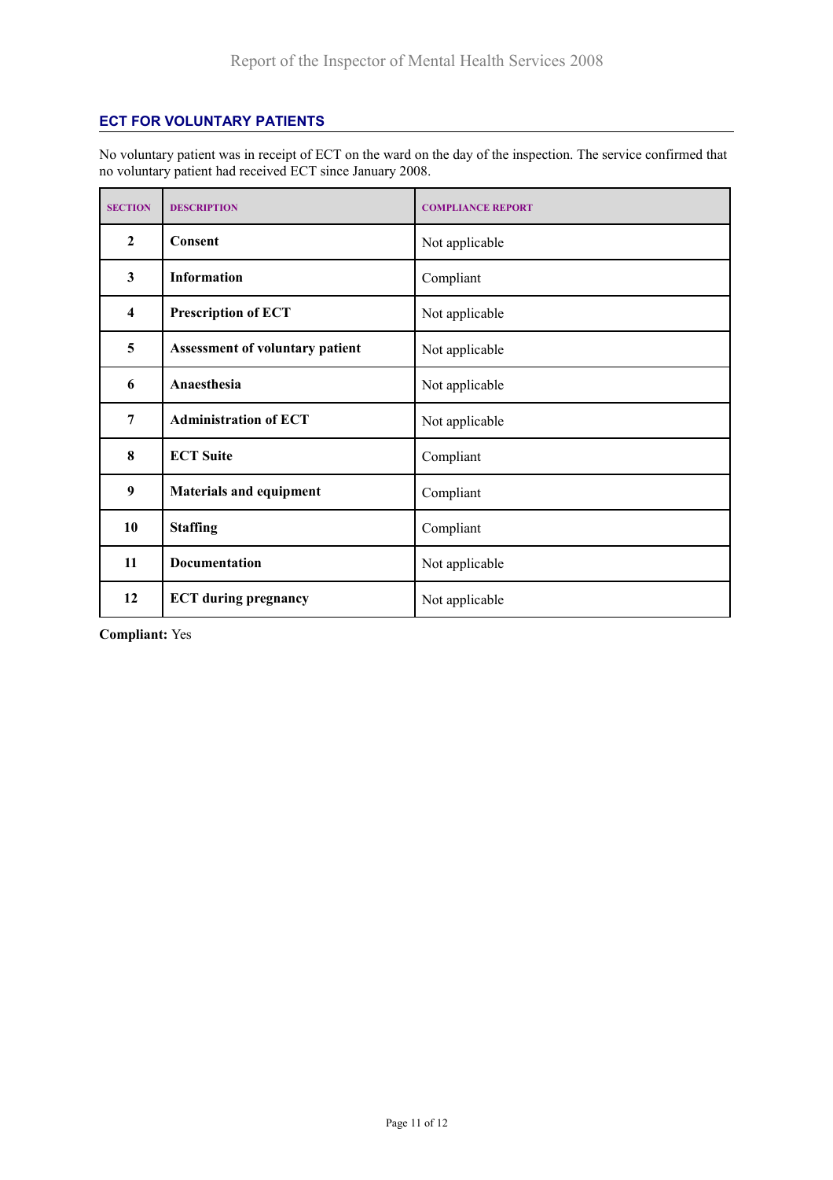## ECT FOR VOLUNTARY PATIENTS

No voluntary patient was in receipt of ECT on the ward on the day of the inspection. The service confirmed that no voluntary patient had received ECT since January 2008.

| SECTION | DESCRIPTION | COMPLIANCE REPORT |
|---|---|---|
| **2** | **Consent** | Not applicable |
| **3** | **Information** | Compliant |
| **4** | **Prescription of ECT** | Not applicable |
| **5** | **Assessment of voluntary patient** | Not applicable |
| **6** | **Anaesthesia** | Not applicable |
| **7** | **Administration of ECT** | Not applicable |
| **8** | **ECT Suite** | Compliant |
| **9** | **Materials and equipment** | Compliant |
| **10** | **Staffing** | Compliant |
| **11** | **Documentation** | Not applicable |
| **12** | **ECT during pregnancy** | Not applicable |

**Compliant:** Yes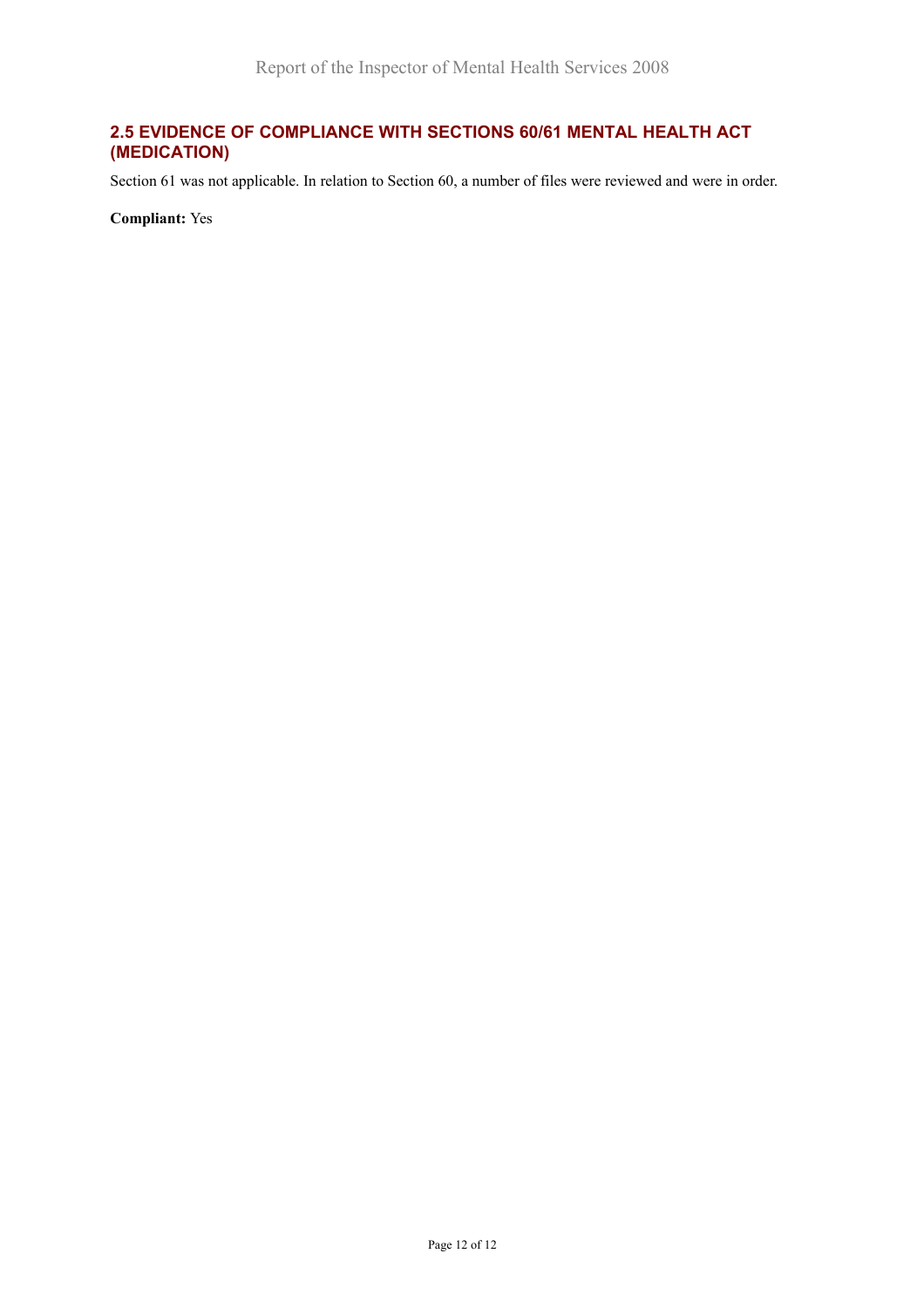## 2.5 EVIDENCE OF COMPLIANCE WITH SECTIONS 60/61 MENTAL HEALTH ACT (MEDICATION)

Section 61 was not applicable. In relation to Section 60, a number of files were reviewed and were in order.

**Compliant:** Yes